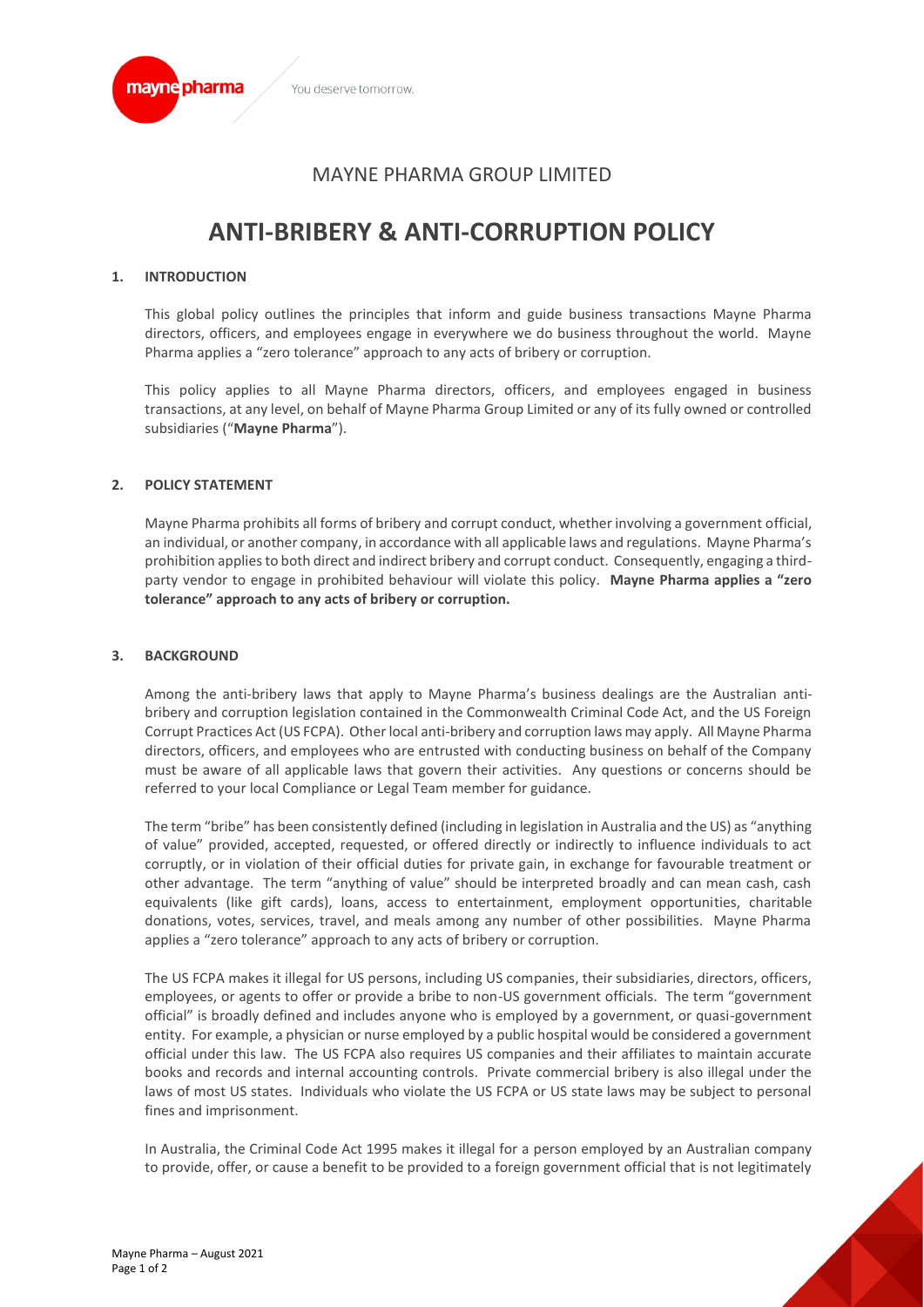# MAYNE PHARMA GROUP LIMITED

# ANTI-BRIBERY & ANTI-CORRUPTION POLICY

## 1. INTRODUCTION

This global policy outlines the principles that inform and guide business transactions Mayne Pharma directors, officers, and employees engage in everywhere we do business throughout the world. Mayne Pharma applies a "zero tolerance" approach to any acts of bribery or corruption.

This policy applies to all Mayne Pharma directors, officers, and employees engaged in business transactions, at any level, on behalf of Mayne Pharma Group Limited or any of its fully owned or controlled subsidiaries ("**Mayne Pharma**").

## 2. POLICY STATEMENT

Mayne Pharma prohibits all forms of bribery and corrupt conduct, whether involving a government official, an individual, or another company, in accordance with all applicable laws and regulations. Mayne Pharma's prohibition applies to both direct and indirect bribery and corrupt conduct. Consequently, engaging a third-party vendor to engage in prohibited behaviour will violate this policy. **Mayne Pharma applies a "zero tolerance" approach to any acts of bribery or corruption.**

## 3. BACKGROUND

Among the anti-bribery laws that apply to Mayne Pharma's business dealings are the Australian anti-bribery and corruption legislation contained in the Commonwealth Criminal Code Act, and the US Foreign Corrupt Practices Act (US FCPA). Other local anti-bribery and corruption laws may apply. All Mayne Pharma directors, officers, and employees who are entrusted with conducting business on behalf of the Company must be aware of all applicable laws that govern their activities. Any questions or concerns should be referred to your local Compliance or Legal Team member for guidance.

The term "bribe" has been consistently defined (including in legislation in Australia and the US) as "anything of value" provided, accepted, requested, or offered directly or indirectly to influence individuals to act corruptly, or in violation of their official duties for private gain, in exchange for favourable treatment or other advantage. The term "anything of value" should be interpreted broadly and can mean cash, cash equivalents (like gift cards), loans, access to entertainment, employment opportunities, charitable donations, votes, services, travel, and meals among any number of other possibilities. Mayne Pharma applies a "zero tolerance" approach to any acts of bribery or corruption.

The US FCPA makes it illegal for US persons, including US companies, their subsidiaries, directors, officers, employees, or agents to offer or provide a bribe to non-US government officials. The term "government official" is broadly defined and includes anyone who is employed by a government, or quasi-government entity. For example, a physician or nurse employed by a public hospital would be considered a government official under this law. The US FCPA also requires US companies and their affiliates to maintain accurate books and records and internal accounting controls. Private commercial bribery is also illegal under the laws of most US states. Individuals who violate the US FCPA or US state laws may be subject to personal fines and imprisonment.

In Australia, the Criminal Code Act 1995 makes it illegal for a person employed by an Australian company to provide, offer, or cause a benefit to be provided to a foreign government official that is not legitimately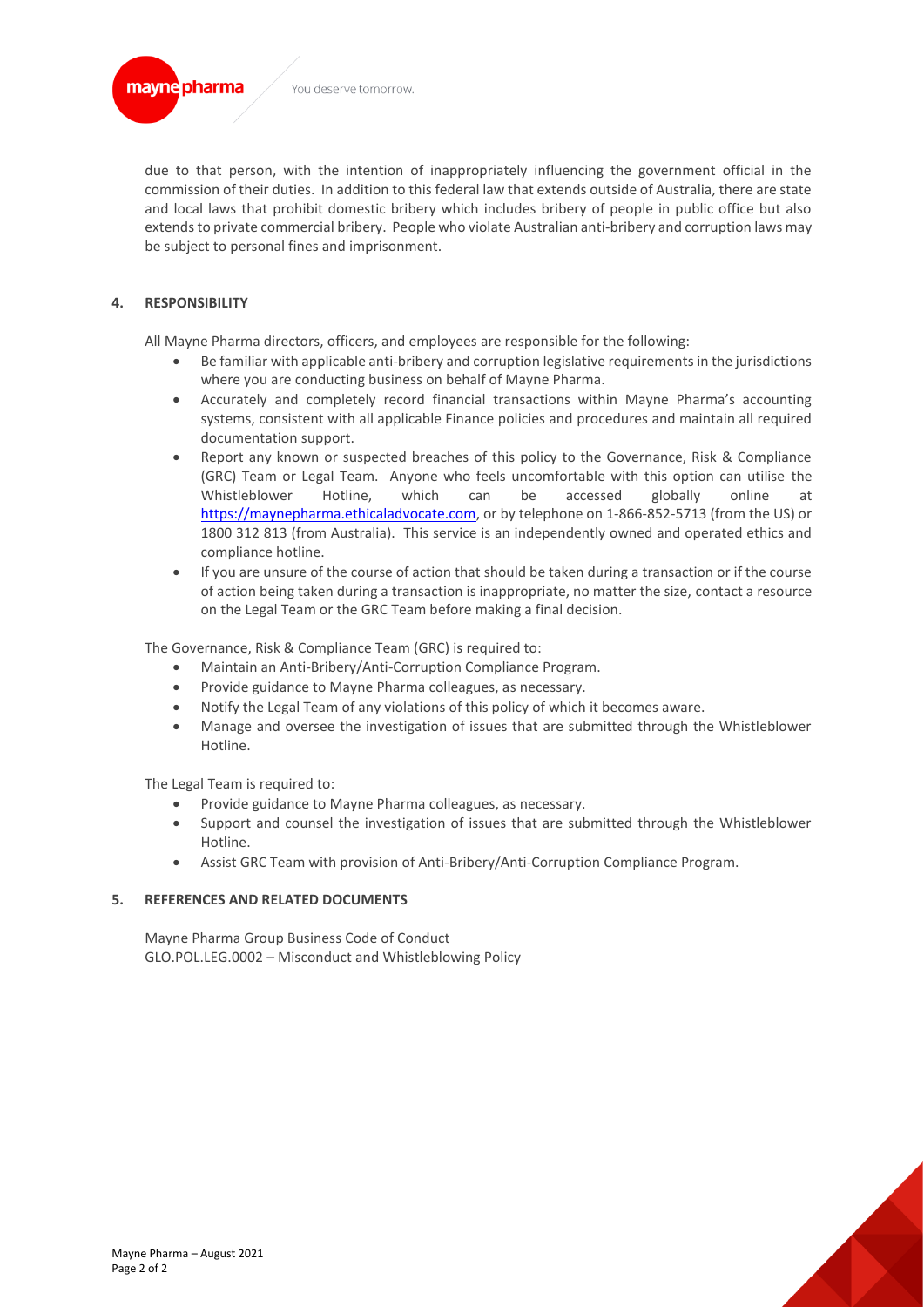due to that person, with the intention of inappropriately influencing the government official in the commission of their duties. In addition to this federal law that extends outside of Australia, there are state and local laws that prohibit domestic bribery which includes bribery of people in public office but also extends to private commercial bribery. People who violate Australian anti-bribery and corruption laws may be subject to personal fines and imprisonment.

## 4. RESPONSIBILITY

All Mayne Pharma directors, officers, and employees are responsible for the following:

- Be familiar with applicable anti-bribery and corruption legislative requirements in the jurisdictions where you are conducting business on behalf of Mayne Pharma.
- Accurately and completely record financial transactions within Mayne Pharma's accounting systems, consistent with all applicable Finance policies and procedures and maintain all required documentation support.
- Report any known or suspected breaches of this policy to the Governance, Risk & Compliance (GRC) Team or Legal Team. Anyone who feels uncomfortable with this option can utilise the Whistleblower Hotline, which can be accessed globally online at https://maynepharma.ethicaladvocate.com, or by telephone on 1-866-852-5713 (from the US) or 1800 312 813 (from Australia). This service is an independently owned and operated ethics and compliance hotline.
- If you are unsure of the course of action that should be taken during a transaction or if the course of action being taken during a transaction is inappropriate, no matter the size, contact a resource on the Legal Team or the GRC Team before making a final decision.

The Governance, Risk & Compliance Team (GRC) is required to:

- Maintain an Anti-Bribery/Anti-Corruption Compliance Program.
- Provide guidance to Mayne Pharma colleagues, as necessary.
- Notify the Legal Team of any violations of this policy of which it becomes aware.
- Manage and oversee the investigation of issues that are submitted through the Whistleblower Hotline.

The Legal Team is required to:

- Provide guidance to Mayne Pharma colleagues, as necessary.
- Support and counsel the investigation of issues that are submitted through the Whistleblower Hotline.
- Assist GRC Team with provision of Anti-Bribery/Anti-Corruption Compliance Program.

## 5. REFERENCES AND RELATED DOCUMENTS

Mayne Pharma Group Business Code of Conduct
GLO.POL.LEG.0002 – Misconduct and Whistleblowing Policy